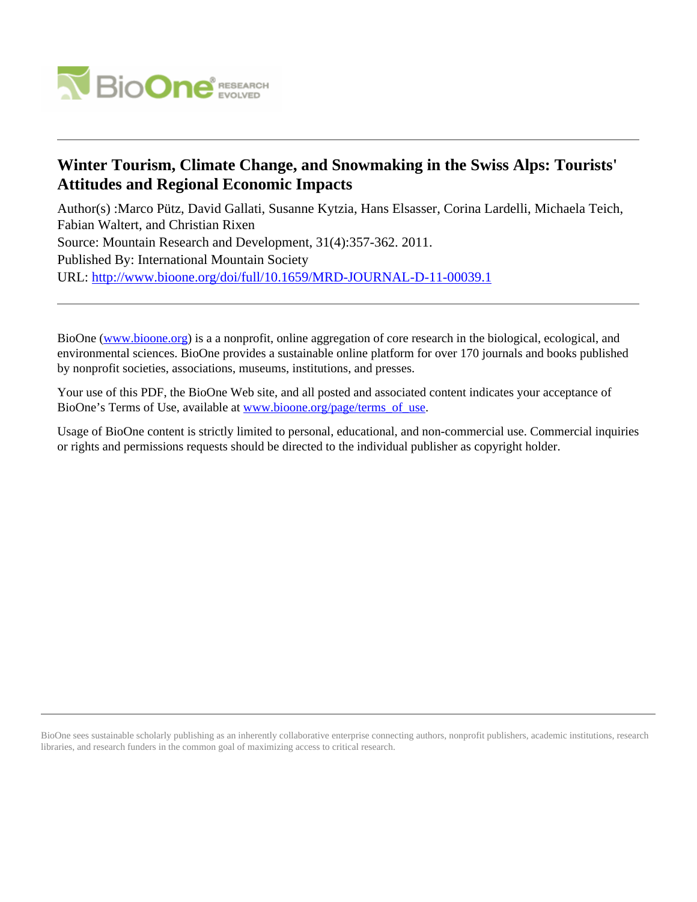# Winter Tourism, Climate Change, and Snowmaking in the Swiss Alps: Tourists' Attitudes and Regional Economic Impacts

Author(s) :Marco Pütz, David Gallati, Susanne Kytzia, Hans Elsasser, Corina Lardelli, Michaela Teich, Fabian Waltert, and Christian Rixen

Source: Mountain Research and Development, 31(4):357-362. 2011.

Published By: International Mountain Society

URL: http://www.bioone.org/doi/full/10.1659/MRD-JOURNAL-D-11-00039.1

---

BioOne (www.bioone.org) is a a nonprofit, online aggregation of core research in the biological, ecological, and environmental sciences. BioOne provides a sustainable online platform for over 170 journals and books published by nonprofit societies, associations, museums, institutions, and presses.

Your use of this PDF, the BioOne Web site, and all posted and associated content indicates your acceptance of BioOne's Terms of Use, available at www.bioone.org/page/terms_of_use.

Usage of BioOne content is strictly limited to personal, educational, and non-commercial use. Commercial inquiries or rights and permissions requests should be directed to the individual publisher as copyright holder.

---

BioOne sees sustainable scholarly publishing as an inherently collaborative enterprise connecting authors, nonprofit publishers, academic institutions, research libraries, and research funders in the common goal of maximizing access to critical research.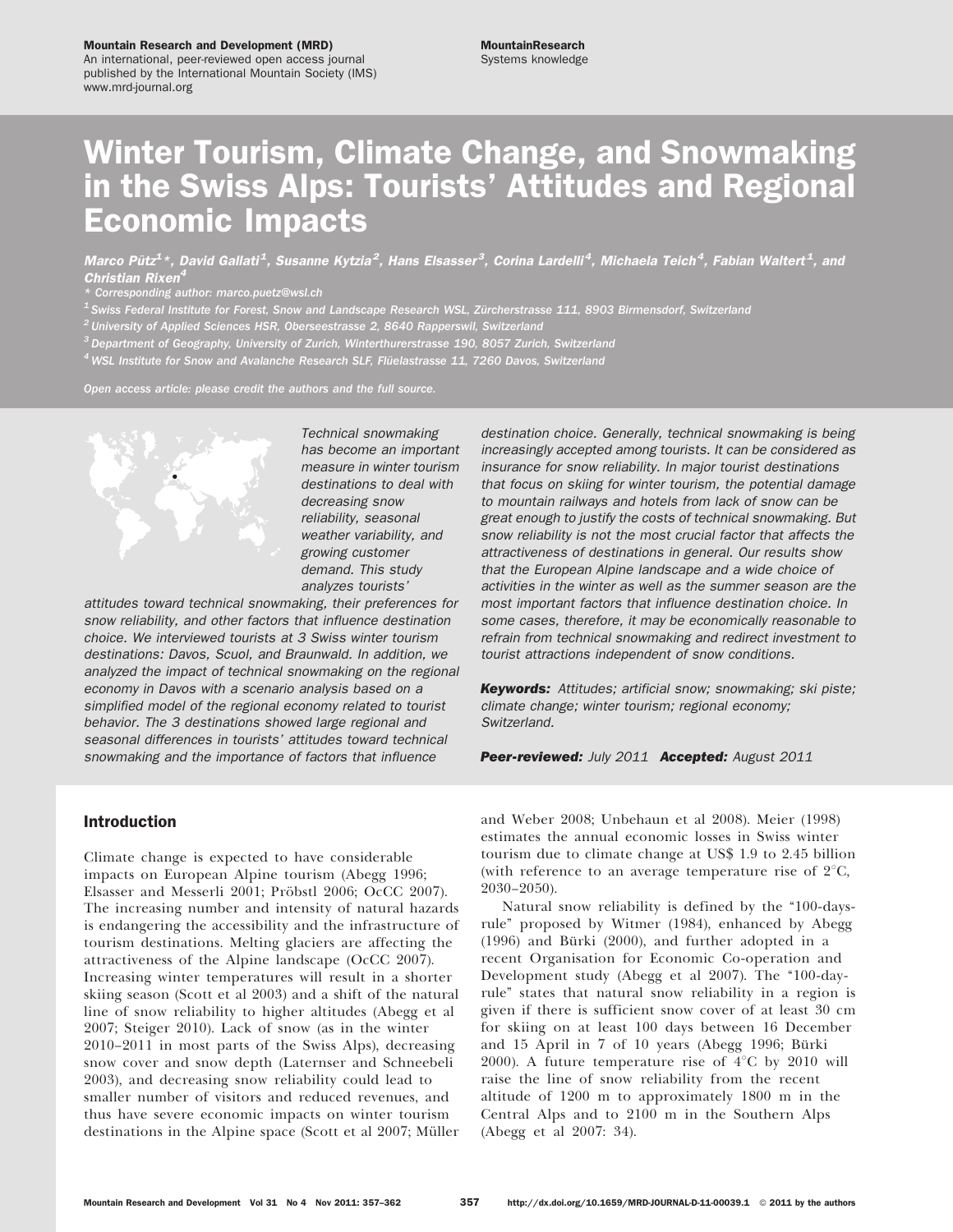Mountain Research and Development (MRD)
An international, peer-reviewed open access journal published by the International Mountain Society (IMS)
www.mrd-journal.org

MountainResearch
Systems knowledge

# Winter Tourism, Climate Change, and Snowmaking in the Swiss Alps: Tourists' Attitudes and Regional Economic Impacts

*Marco Pütz[1]\*, David Gallati[1], Susanne Kytzia[2], Hans Elsasser[3], Corina Lardelli[4], Michaela Teich[4], Fabian Waltert[1], and Christian Rixen[4]*

\* Corresponding author: marco.puetz@wsl.ch

[1] Swiss Federal Institute for Forest, Snow and Landscape Research WSL, Zürcherstrasse 111, 8903 Birmensdorf, Switzerland

[2] University of Applied Sciences HSR, Oberseestrasse 2, 8640 Rapperswil, Switzerland

[3] Department of Geography, University of Zurich, Winterthurerstrasse 190, 8057 Zurich, Switzerland

[4] WSL Institute for Snow and Avalanche Research SLF, Flüelastrasse 11, 7260 Davos, Switzerland

*Open access article: please credit the authors and the full source.*

*Technical snowmaking has become an important measure in winter tourism destinations to deal with decreasing snow reliability, seasonal weather variability, and growing customer demand. This study analyzes tourists' attitudes toward technical snowmaking, their preferences for snow reliability, and other factors that influence destination choice. We interviewed tourists at 3 Swiss winter tourism destinations: Davos, Scuol, and Braunwald. In addition, we analyzed the impact of technical snowmaking on the regional economy in Davos with a scenario analysis based on a simplified model of the regional economy related to tourist behavior. The 3 destinations showed large regional and seasonal differences in tourists' attitudes toward technical snowmaking and the importance of factors that influence destination choice. Generally, technical snowmaking is being increasingly accepted among tourists. It can be considered as insurance for snow reliability. In major tourist destinations that focus on skiing for winter tourism, the potential damage to mountain railways and hotels from lack of snow can be great enough to justify the costs of technical snowmaking. But snow reliability is not the most crucial factor that affects the attractiveness of destinations in general. Our results show that the European Alpine landscape and a wide choice of activities in the winter as well as the summer season are the most important factors that influence destination choice. In some cases, therefore, it may be economically reasonable to refrain from technical snowmaking and redirect investment to tourist attractions independent of snow conditions.*

***Keywords:*** *Attitudes; artificial snow; snowmaking; ski piste; climate change; winter tourism; regional economy; Switzerland.*

***Peer-reviewed:*** *July 2011* ***Accepted:*** *August 2011*

## Introduction

Climate change is expected to have considerable impacts on European Alpine tourism (Abegg 1996; Elsasser and Messerli 2001; Pröbstl 2006; OcCC 2007). The increasing number and intensity of natural hazards is endangering the accessibility and the infrastructure of tourism destinations. Melting glaciers are affecting the attractiveness of the Alpine landscape (OcCC 2007). Increasing winter temperatures will result in a shorter skiing season (Scott et al 2003) and a shift of the natural line of snow reliability to higher altitudes (Abegg et al 2007; Steiger 2010). Lack of snow (as in the winter 2010–2011 in most parts of the Swiss Alps), decreasing snow cover and snow depth (Laternser and Schneebeli 2003), and decreasing snow reliability could lead to smaller number of visitors and reduced revenues, and thus have severe economic impacts on winter tourism destinations in the Alpine space (Scott et al 2007; Müller and Weber 2008; Unbehaun et al 2008). Meier (1998) estimates the annual economic losses in Swiss winter tourism due to climate change at US$ 1.9 to 2.45 billion (with reference to an average temperature rise of 2°C, 2030–2050).

Natural snow reliability is defined by the "100-days-rule" proposed by Witmer (1984), enhanced by Abegg (1996) and Bürki (2000), and further adopted in a recent Organisation for Economic Co-operation and Development study (Abegg et al 2007). The "100-day-rule" states that natural snow reliability in a region is given if there is sufficient snow cover of at least 30 cm for skiing on at least 100 days between 16 December and 15 April in 7 of 10 years (Abegg 1996; Bürki 2000). A future temperature rise of 4°C by 2010 will raise the line of snow reliability from the recent altitude of 1200 m to approximately 1800 m in the Central Alps and to 2100 m in the Southern Alps (Abegg et al 2007: 34).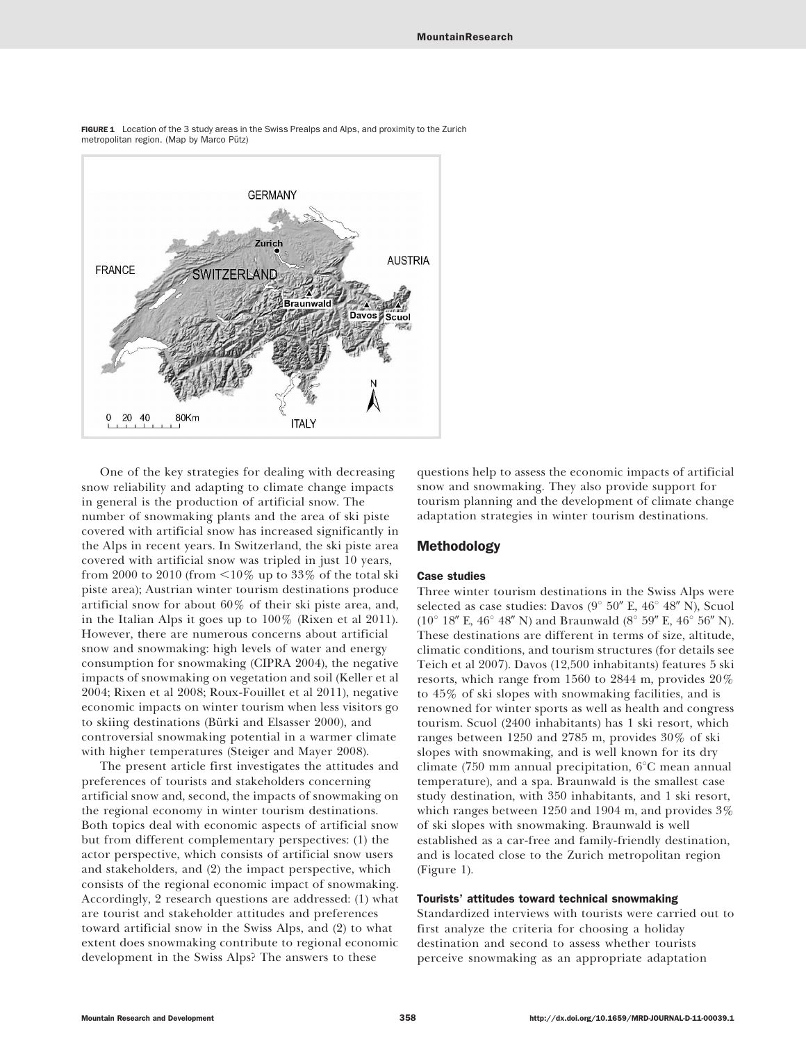FIGURE 1 Location of the 3 study areas in the Swiss Prealps and Alps, and proximity to the Zurich metropolitan region. (Map by Marco Pütz)

One of the key strategies for dealing with decreasing snow reliability and adapting to climate change impacts in general is the production of artificial snow. The number of snowmaking plants and the area of ski piste covered with artificial snow has increased significantly in the Alps in recent years. In Switzerland, the ski piste area covered with artificial snow was tripled in just 10 years, from 2000 to 2010 (from <10% up to 33% of the total ski piste area); Austrian winter tourism destinations produce artificial snow for about 60% of their ski piste area, and, in the Italian Alps it goes up to 100% (Rixen et al 2011). However, there are numerous concerns about artificial snow and snowmaking: high levels of water and energy consumption for snowmaking (CIPRA 2004), the negative impacts of snowmaking on vegetation and soil (Keller et al 2004; Rixen et al 2008; Roux-Fouillet et al 2011), negative economic impacts on winter tourism when less visitors go to skiing destinations (Bürki and Elsasser 2000), and controversial snowmaking potential in a warmer climate with higher temperatures (Steiger and Mayer 2008).

The present article first investigates the attitudes and preferences of tourists and stakeholders concerning artificial snow and, second, the impacts of snowmaking on the regional economy in winter tourism destinations. Both topics deal with economic aspects of artificial snow but from different complementary perspectives: (1) the actor perspective, which consists of artificial snow users and stakeholders, and (2) the impact perspective, which consists of the regional economic impact of snowmaking. Accordingly, 2 research questions are addressed: (1) what are tourist and stakeholder attitudes and preferences toward artificial snow in the Swiss Alps, and (2) to what extent does snowmaking contribute to regional economic development in the Swiss Alps? The answers to these questions help to assess the economic impacts of artificial snow and snowmaking. They also provide support for tourism planning and the development of climate change adaptation strategies in winter tourism destinations.

## Methodology

### Case studies

Three winter tourism destinations in the Swiss Alps were selected as case studies: Davos (9° 50″ E, 46° 48″ N), Scuol (10° 18″ E, 46° 48″ N) and Braunwald (8° 59″ E, 46° 56″ N). These destinations are different in terms of size, altitude, climatic conditions, and tourism structures (for details see Teich et al 2007). Davos (12,500 inhabitants) features 5 ski resorts, which range from 1560 to 2844 m, provides 20% to 45% of ski slopes with snowmaking facilities, and is renowned for winter sports as well as health and congress tourism. Scuol (2400 inhabitants) has 1 ski resort, which ranges between 1250 and 2785 m, provides 30% of ski slopes with snowmaking, and is well known for its dry climate (750 mm annual precipitation, 6°C mean annual temperature), and a spa. Braunwald is the smallest case study destination, with 350 inhabitants, and 1 ski resort, which ranges between 1250 and 1904 m, and provides 3% of ski slopes with snowmaking. Braunwald is well established as a car-free and family-friendly destination, and is located close to the Zurich metropolitan region (Figure 1).

### Tourists' attitudes toward technical snowmaking

Standardized interviews with tourists were carried out to first analyze the criteria for choosing a holiday destination and second to assess whether tourists perceive snowmaking as an appropriate adaptation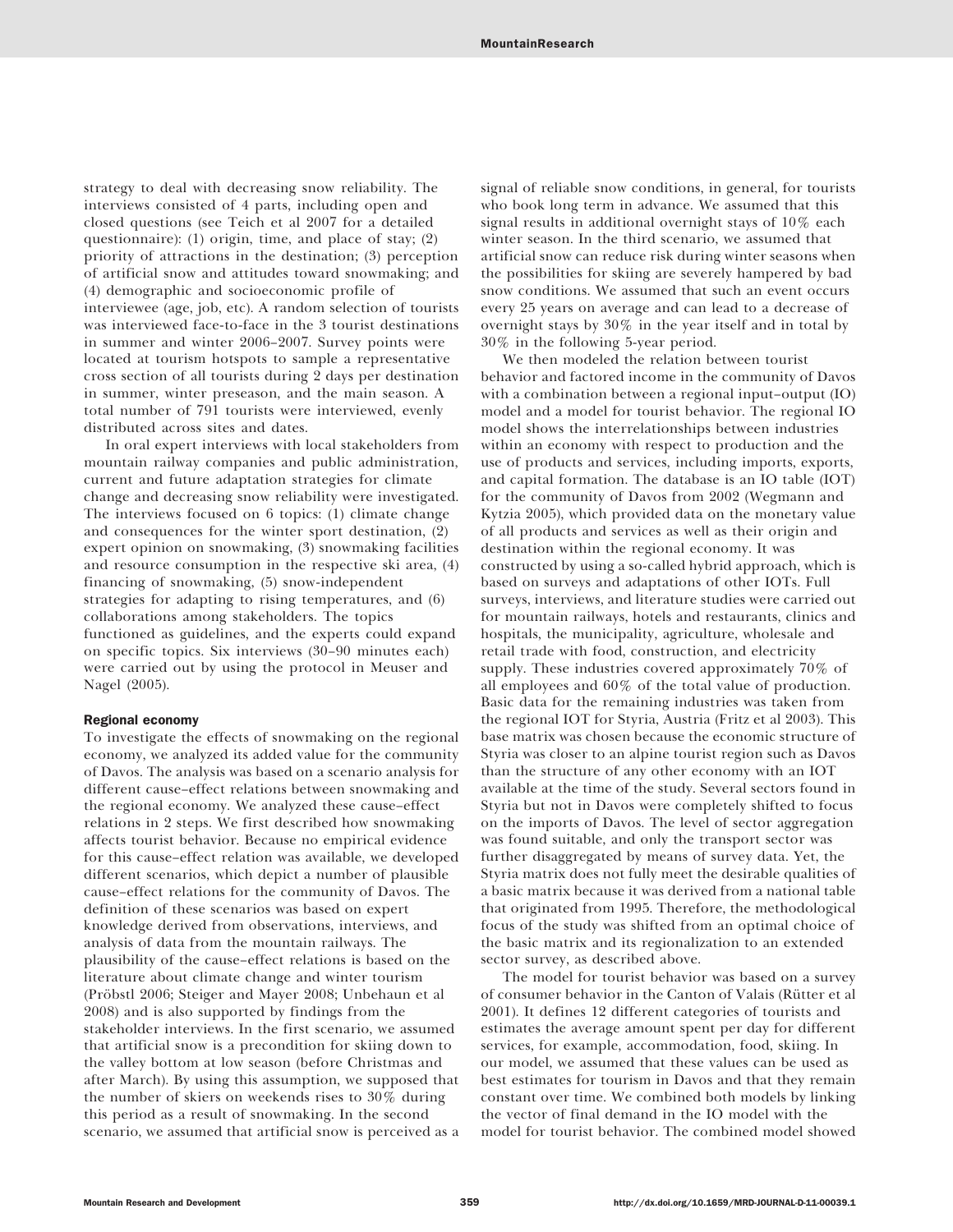strategy to deal with decreasing snow reliability. The interviews consisted of 4 parts, including open and closed questions (see Teich et al 2007 for a detailed questionnaire): (1) origin, time, and place of stay; (2) priority of attractions in the destination; (3) perception of artificial snow and attitudes toward snowmaking; and (4) demographic and socioeconomic profile of interviewee (age, job, etc). A random selection of tourists was interviewed face-to-face in the 3 tourist destinations in summer and winter 2006–2007. Survey points were located at tourism hotspots to sample a representative cross section of all tourists during 2 days per destination in summer, winter preseason, and the main season. A total number of 791 tourists were interviewed, evenly distributed across sites and dates.

In oral expert interviews with local stakeholders from mountain railway companies and public administration, current and future adaptation strategies for climate change and decreasing snow reliability were investigated. The interviews focused on 6 topics: (1) climate change and consequences for the winter sport destination, (2) expert opinion on snowmaking, (3) snowmaking facilities and resource consumption in the respective ski area, (4) financing of snowmaking, (5) snow-independent strategies for adapting to rising temperatures, and (6) collaborations among stakeholders. The topics functioned as guidelines, and the experts could expand on specific topics. Six interviews (30–90 minutes each) were carried out by using the protocol in Meuser and Nagel (2005).

### Regional economy

To investigate the effects of snowmaking on the regional economy, we analyzed its added value for the community of Davos. The analysis was based on a scenario analysis for different cause–effect relations between snowmaking and the regional economy. We analyzed these cause–effect relations in 2 steps. We first described how snowmaking affects tourist behavior. Because no empirical evidence for this cause–effect relation was available, we developed different scenarios, which depict a number of plausible cause–effect relations for the community of Davos. The definition of these scenarios was based on expert knowledge derived from observations, interviews, and analysis of data from the mountain railways. The plausibility of the cause–effect relations is based on the literature about climate change and winter tourism (Pröbstl 2006; Steiger and Mayer 2008; Unbehaun et al 2008) and is also supported by findings from the stakeholder interviews. In the first scenario, we assumed that artificial snow is a precondition for skiing down to the valley bottom at low season (before Christmas and after March). By using this assumption, we supposed that the number of skiers on weekends rises to 30% during this period as a result of snowmaking. In the second scenario, we assumed that artificial snow is perceived as a signal of reliable snow conditions, in general, for tourists who book long term in advance. We assumed that this signal results in additional overnight stays of 10% each winter season. In the third scenario, we assumed that artificial snow can reduce risk during winter seasons when the possibilities for skiing are severely hampered by bad snow conditions. We assumed that such an event occurs every 25 years on average and can lead to a decrease of overnight stays by 30% in the year itself and in total by 30% in the following 5-year period.

We then modeled the relation between tourist behavior and factored income in the community of Davos with a combination between a regional input–output (IO) model and a model for tourist behavior. The regional IO model shows the interrelationships between industries within an economy with respect to production and the use of products and services, including imports, exports, and capital formation. The database is an IO table (IOT) for the community of Davos from 2002 (Wegmann and Kytzia 2005), which provided data on the monetary value of all products and services as well as their origin and destination within the regional economy. It was constructed by using a so-called hybrid approach, which is based on surveys and adaptations of other IOTs. Full surveys, interviews, and literature studies were carried out for mountain railways, hotels and restaurants, clinics and hospitals, the municipality, agriculture, wholesale and retail trade with food, construction, and electricity supply. These industries covered approximately 70% of all employees and 60% of the total value of production. Basic data for the remaining industries was taken from the regional IOT for Styria, Austria (Fritz et al 2003). This base matrix was chosen because the economic structure of Styria was closer to an alpine tourist region such as Davos than the structure of any other economy with an IOT available at the time of the study. Several sectors found in Styria but not in Davos were completely shifted to focus on the imports of Davos. The level of sector aggregation was found suitable, and only the transport sector was further disaggregated by means of survey data. Yet, the Styria matrix does not fully meet the desirable qualities of a basic matrix because it was derived from a national table that originated from 1995. Therefore, the methodological focus of the study was shifted from an optimal choice of the basic matrix and its regionalization to an extended sector survey, as described above.

The model for tourist behavior was based on a survey of consumer behavior in the Canton of Valais (Rütter et al 2001). It defines 12 different categories of tourists and estimates the average amount spent per day for different services, for example, accommodation, food, skiing. In our model, we assumed that these values can be used as best estimates for tourism in Davos and that they remain constant over time. We combined both models by linking the vector of final demand in the IO model with the model for tourist behavior. The combined model showed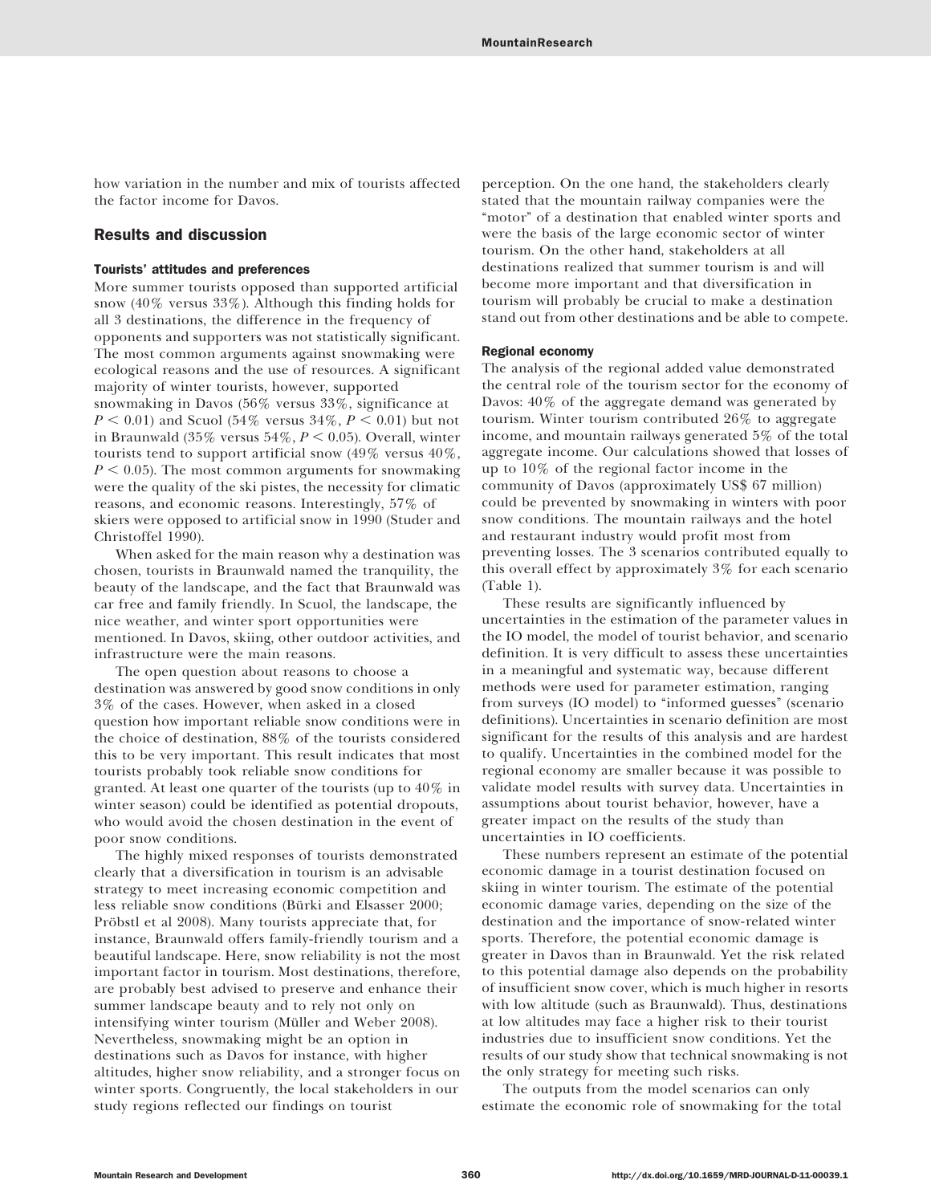how variation in the number and mix of tourists affected the factor income for Davos.

## Results and discussion

### Tourists' attitudes and preferences

More summer tourists opposed than supported artificial snow (40% versus 33%). Although this finding holds for all 3 destinations, the difference in the frequency of opponents and supporters was not statistically significant. The most common arguments against snowmaking were ecological reasons and the use of resources. A significant majority of winter tourists, however, supported snowmaking in Davos (56% versus 33%, significance at $P < 0.01$) and Scuol (54% versus 34%, $P < 0.01$) but not in Braunwald (35% versus 54%, $P < 0.05$). Overall, winter tourists tend to support artificial snow (49% versus 40%, $P < 0.05$). The most common arguments for snowmaking were the quality of the ski pistes, the necessity for climatic reasons, and economic reasons. Interestingly, 57% of skiers were opposed to artificial snow in 1990 (Studer and Christoffel 1990).

When asked for the main reason why a destination was chosen, tourists in Braunwald named the tranquility, the beauty of the landscape, and the fact that Braunwald was car free and family friendly. In Scuol, the landscape, the nice weather, and winter sport opportunities were mentioned. In Davos, skiing, other outdoor activities, and infrastructure were the main reasons.

The open question about reasons to choose a destination was answered by good snow conditions in only 3% of the cases. However, when asked in a closed question how important reliable snow conditions were in the choice of destination, 88% of the tourists considered this to be very important. This result indicates that most tourists probably took reliable snow conditions for granted. At least one quarter of the tourists (up to 40% in winter season) could be identified as potential dropouts, who would avoid the chosen destination in the event of poor snow conditions.

The highly mixed responses of tourists demonstrated clearly that a diversification in tourism is an advisable strategy to meet increasing economic competition and less reliable snow conditions (Bürki and Elsasser 2000; Pröbstl et al 2008). Many tourists appreciate that, for instance, Braunwald offers family-friendly tourism and a beautiful landscape. Here, snow reliability is not the most important factor in tourism. Most destinations, therefore, are probably best advised to preserve and enhance their summer landscape beauty and to rely not only on intensifying winter tourism (Müller and Weber 2008). Nevertheless, snowmaking might be an option in destinations such as Davos for instance, with higher altitudes, higher snow reliability, and a stronger focus on winter sports. Congruently, the local stakeholders in our study regions reflected our findings on tourist perception. On the one hand, the stakeholders clearly stated that the mountain railway companies were the "motor" of a destination that enabled winter sports and were the basis of the large economic sector of winter tourism. On the other hand, stakeholders at all destinations realized that summer tourism is and will become more important and that diversification in tourism will probably be crucial to make a destination stand out from other destinations and be able to compete.

### Regional economy

The analysis of the regional added value demonstrated the central role of the tourism sector for the economy of Davos: 40% of the aggregate demand was generated by tourism. Winter tourism contributed 26% to aggregate income, and mountain railways generated 5% of the total aggregate income. Our calculations showed that losses of up to 10% of the regional factor income in the community of Davos (approximately US$ 67 million) could be prevented by snowmaking in winters with poor snow conditions. The mountain railways and the hotel and restaurant industry would profit most from preventing losses. The 3 scenarios contributed equally to this overall effect by approximately 3% for each scenario (Table 1).

These results are significantly influenced by uncertainties in the estimation of the parameter values in the IO model, the model of tourist behavior, and scenario definition. It is very difficult to assess these uncertainties in a meaningful and systematic way, because different methods were used for parameter estimation, ranging from surveys (IO model) to "informed guesses" (scenario definitions). Uncertainties in scenario definition are most significant for the results of this analysis and are hardest to qualify. Uncertainties in the combined model for the regional economy are smaller because it was possible to validate model results with survey data. Uncertainties in assumptions about tourist behavior, however, have a greater impact on the results of the study than uncertainties in IO coefficients.

These numbers represent an estimate of the potential economic damage in a tourist destination focused on skiing in winter tourism. The estimate of the potential economic damage varies, depending on the size of the destination and the importance of snow-related winter sports. Therefore, the potential economic damage is greater in Davos than in Braunwald. Yet the risk related to this potential damage also depends on the probability of insufficient snow cover, which is much higher in resorts with low altitude (such as Braunwald). Thus, destinations at low altitudes may face a higher risk to their tourist industries due to insufficient snow conditions. Yet the results of our study show that technical snowmaking is not the only strategy for meeting such risks.

The outputs from the model scenarios can only estimate the economic role of snowmaking for the total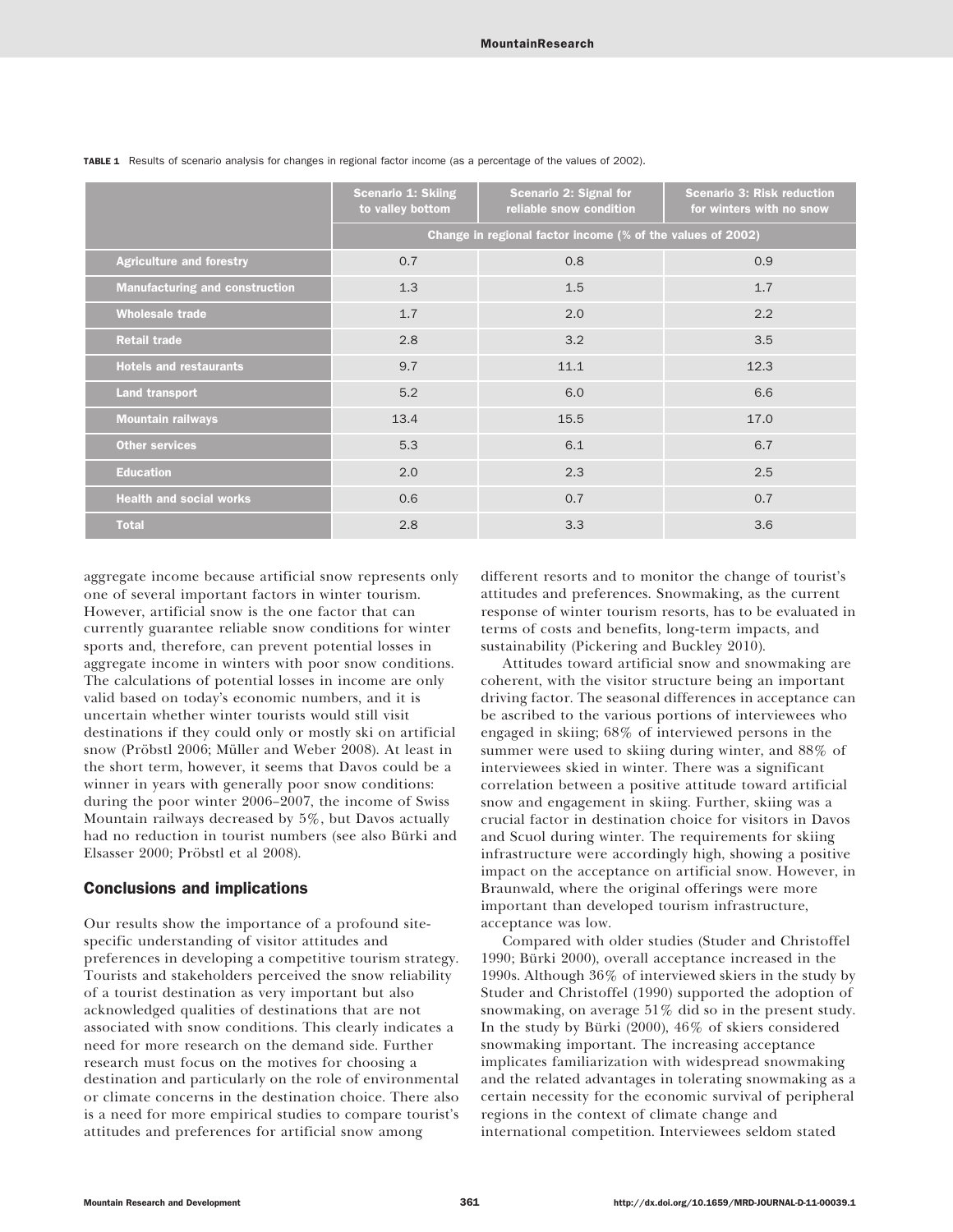**TABLE 1** Results of scenario analysis for changes in regional factor income (as a percentage of the values of 2002).

| | Scenario 1: Skiing to valley bottom | Scenario 2: Signal for reliable snow condition | Scenario 3: Risk reduction for winters with no snow |
|---|---|---|---|
| | Change in regional factor income (% of the values of 2002) | | |
| Agriculture and forestry | 0.7 | 0.8 | 0.9 |
| Manufacturing and construction | 1.3 | 1.5 | 1.7 |
| Wholesale trade | 1.7 | 2.0 | 2.2 |
| Retail trade | 2.8 | 3.2 | 3.5 |
| Hotels and restaurants | 9.7 | 11.1 | 12.3 |
| Land transport | 5.2 | 6.0 | 6.6 |
| Mountain railways | 13.4 | 15.5 | 17.0 |
| Other services | 5.3 | 6.1 | 6.7 |
| Education | 2.0 | 2.3 | 2.5 |
| Health and social works | 0.6 | 0.7 | 0.7 |
| Total | 2.8 | 3.3 | 3.6 |

aggregate income because artificial snow represents only one of several important factors in winter tourism. However, artificial snow is the one factor that can currently guarantee reliable snow conditions for winter sports and, therefore, can prevent potential losses in aggregate income in winters with poor snow conditions. The calculations of potential losses in income are only valid based on today's economic numbers, and it is uncertain whether winter tourists would still visit destinations if they could only or mostly ski on artificial snow (Pröbstl 2006; Müller and Weber 2008). At least in the short term, however, it seems that Davos could be a winner in years with generally poor snow conditions: during the poor winter 2006–2007, the income of Swiss Mountain railways decreased by 5%, but Davos actually had no reduction in tourist numbers (see also Bürki and Elsasser 2000; Pröbstl et al 2008).

## Conclusions and implications

Our results show the importance of a profound site-specific understanding of visitor attitudes and preferences in developing a competitive tourism strategy. Tourists and stakeholders perceived the snow reliability of a tourist destination as very important but also acknowledged qualities of destinations that are not associated with snow conditions. This clearly indicates a need for more research on the demand side. Further research must focus on the motives for choosing a destination and particularly on the role of environmental or climate concerns in the destination choice. There also is a need for more empirical studies to compare tourist's attitudes and preferences for artificial snow among different resorts and to monitor the change of tourist's attitudes and preferences. Snowmaking, as the current response of winter tourism resorts, has to be evaluated in terms of costs and benefits, long-term impacts, and sustainability (Pickering and Buckley 2010).

Attitudes toward artificial snow and snowmaking are coherent, with the visitor structure being an important driving factor. The seasonal differences in acceptance can be ascribed to the various portions of interviewees who engaged in skiing; 68% of interviewed persons in the summer were used to skiing during winter, and 88% of interviewees skied in winter. There was a significant correlation between a positive attitude toward artificial snow and engagement in skiing. Further, skiing was a crucial factor in destination choice for visitors in Davos and Scuol during winter. The requirements for skiing infrastructure were accordingly high, showing a positive impact on the acceptance on artificial snow. However, in Braunwald, where the original offerings were more important than developed tourism infrastructure, acceptance was low.

Compared with older studies (Studer and Christoffel 1990; Bürki 2000), overall acceptance increased in the 1990s. Although 36% of interviewed skiers in the study by Studer and Christoffel (1990) supported the adoption of snowmaking, on average 51% did so in the present study. In the study by Bürki (2000), 46% of skiers considered snowmaking important. The increasing acceptance implicates familiarization with widespread snowmaking and the related advantages in tolerating snowmaking as a certain necessity for the economic survival of peripheral regions in the context of climate change and international competition. Interviewees seldom stated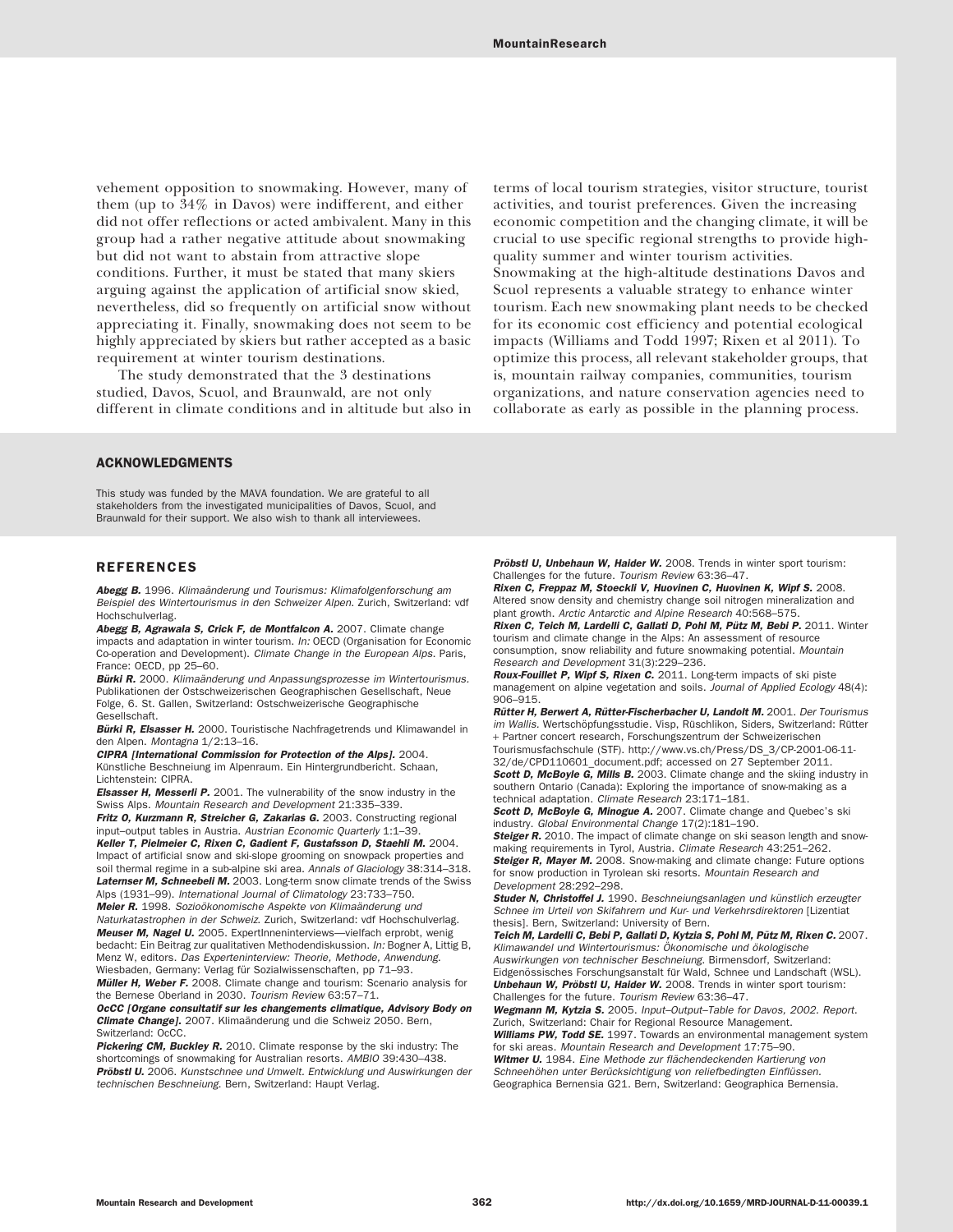vehement opposition to snowmaking. However, many of them (up to 34% in Davos) were indifferent, and either did not offer reflections or acted ambivalent. Many in this group had a rather negative attitude about snowmaking but did not want to abstain from attractive slope conditions. Further, it must be stated that many skiers arguing against the application of artificial snow skied, nevertheless, did so frequently on artificial snow without appreciating it. Finally, snowmaking does not seem to be highly appreciated by skiers but rather accepted as a basic requirement at winter tourism destinations.

The study demonstrated that the 3 destinations studied, Davos, Scuol, and Braunwald, are not only different in climate conditions and in altitude but also in terms of local tourism strategies, visitor structure, tourist activities, and tourist preferences. Given the increasing economic competition and the changing climate, it will be crucial to use specific regional strengths to provide high-quality summer and winter tourism activities. Snowmaking at the high-altitude destinations Davos and Scuol represents a valuable strategy to enhance winter tourism. Each new snowmaking plant needs to be checked for its economic cost efficiency and potential ecological impacts (Williams and Todd 1997; Rixen et al 2011). To optimize this process, all relevant stakeholder groups, that is, mountain railway companies, communities, tourism organizations, and nature conservation agencies need to collaborate as early as possible in the planning process.

## ACKNOWLEDGMENTS

This study was funded by the MAVA foundation. We are grateful to all stakeholders from the investigated municipalities of Davos, Scuol, and Braunwald for their support. We also wish to thank all interviewees.

## REFERENCES

***Abegg B.*** 1996. *Klimaänderung und Tourismus: Klimafolgenforschung am Beispiel des Wintertourismus in den Schweizer Alpen.* Zurich, Switzerland: vdf Hochschulverlag.

***Abegg B, Agrawala S, Crick F, de Montfalcon A.*** 2007. Climate change impacts and adaptation in winter tourism. *In:* OECD (Organisation for Economic Co-operation and Development). *Climate Change in the European Alps.* Paris, France: OECD, pp 25–60.

***Bürki R.*** 2000. *Klimaänderung und Anpassungsprozesse im Wintertourismus.* Publikationen der Ostschweizerischen Geographischen Gesellschaft, Neue Folge, 6. St. Gallen, Switzerland: Ostschweizerische Geographische Gesellschaft.

***Bürki R, Elsasser H.*** 2000. Touristische Nachfragetrends und Klimawandel in den Alpen. *Montagna* 1/2:13–16.

***CIPRA [International Commission for Protection of the Alps].*** 2004. Künstliche Beschneiung im Alpenraum. Ein Hintergrundbericht. Schaan, Lichtenstein: CIPRA.

***Elsasser H, Messerli P.*** 2001. The vulnerability of the snow industry in the Swiss Alps. *Mountain Research and Development* 21:335–339.

***Fritz O, Kurzmann R, Streicher G, Zakarias G.*** 2003. Constructing regional input–output tables in Austria. *Austrian Economic Quarterly* 1:1–39.

***Keller T, Pielmeier C, Rixen C, Gadient F, Gustafsson D, Staehli M.*** 2004. Impact of artificial snow and ski-slope grooming on snowpack properties and soil thermal regime in a sub-alpine ski area. *Annals of Glaciology* 38:314–318.

***Laternser M, Schneebeli M.*** 2003. Long-term snow climate trends of the Swiss Alps (1931–99). *International Journal of Climatology* 23:733–750.

***Meier R.*** 1998. *Sozioökonomische Aspekte von Klimaänderung und Naturkatastrophen in der Schweiz.* Zurich, Switzerland: vdf Hochschulverlag.

***Meuser M, Nagel U.*** 2005. ExpertInneninterviews—vielfach erprobt, wenig bedacht: Ein Beitrag zur qualitativen Methodendiskussion. *In:* Bogner A, Littig B, Menz W, editors. *Das Experteninterview: Theorie, Methode, Anwendung.* Wiesbaden, Germany: Verlag für Sozialwissenschaften, pp 71–93.

***Müller H, Weber F.*** 2008. Climate change and tourism: Scenario analysis for the Bernese Oberland in 2030. *Tourism Review* 63:57–71.

***OcCC [Organe consultatif sur les changements climatique, Advisory Body on Climate Change].*** 2007. Klimaänderung und die Schweiz 2050. Bern, Switzerland: OcCC.

***Pickering CM, Buckley R.*** 2010. Climate response by the ski industry: The shortcomings of snowmaking for Australian resorts. *AMBIO* 39:430–438.

***Pröbstl U.*** 2006. *Kunstschnee und Umwelt. Entwicklung und Auswirkungen der technischen Beschneiung.* Bern, Switzerland: Haupt Verlag.

***Pröbstl U, Unbehaun W, Haider W.*** 2008. Trends in winter sport tourism: Challenges for the future. *Tourism Review* 63:36–47.

***Rixen C, Freppaz M, Stoeckli V, Huovinen C, Huovinen K, Wipf S.*** 2008. Altered snow density and chemistry change soil nitrogen mineralization and plant growth. *Arctic Antarctic and Alpine Research* 40:568–575.

***Rixen C, Teich M, Lardelli C, Gallati D, Pohl M, Pütz M, Bebi P.*** 2011. Winter tourism and climate change in the Alps: An assessment of resource consumption, snow reliability and future snowmaking potential. *Mountain Research and Development* 31(3):229–236.

***Roux-Fouillet P, Wipf S, Rixen C.*** 2011. Long-term impacts of ski piste management on alpine vegetation and soils. *Journal of Applied Ecology* 48(4): 906–915.

***Rütter H, Berwert A, Rütter-Fischerbacher U, Landolt M.*** 2001. *Der Tourismus im Wallis.* Wertschöpfungsstudie. Visp, Rüschlikon, Siders, Switzerland: Rütter + Partner concert research, Forschungszentrum der Schweizerischen Tourismusfachschule (STF). http://www.vs.ch/Press/DS_3/CP-2001-06-11-32/de/CPD110601_document.pdf; accessed on 27 September 2011.

***Scott D, McBoyle G, Mills B.*** 2003. Climate change and the skiing industry in southern Ontario (Canada): Exploring the importance of snow-making as a technical adaptation. *Climate Research* 23:171–181.

***Scott D, McBoyle G, Minogue A.*** 2007. Climate change and Quebec's ski industry. *Global Environmental Change* 17(2):181–190.

***Steiger R.*** 2010. The impact of climate change on ski season length and snow-making requirements in Tyrol, Austria. *Climate Research* 43:251–262.

***Steiger R, Mayer M.*** 2008. Snow-making and climate change: Future options for snow production in Tyrolean ski resorts. *Mountain Research and Development* 28:292–298.

***Studer N, Christoffel J.*** 1990. *Beschneiungsanlagen und künstlich erzeugter Schnee im Urteil von Skifahrern und Kur- und Verkehrsdirektoren* [Lizentiat thesis]. Bern, Switzerland: University of Bern.

***Teich M, Lardelli C, Bebi P, Gallati D, Kytzia S, Pohl M, Pütz M, Rixen C.*** 2007. *Klimawandel und Wintertourismus: Ökonomische und ökologische Auswirkungen von technischer Beschneiung.* Birmensdorf, Switzerland: Eidgenössisches Forschungsanstalt für Wald, Schnee und Landschaft (WSL).

***Unbehaun W, Pröbstl U, Haider W.*** 2008. Trends in winter sport tourism: Challenges for the future. *Tourism Review* 63:36–47.

***Wegmann M, Kytzia S.*** 2005. *Input–Output–Table for Davos, 2002. Report.* Zurich, Switzerland: Chair for Regional Resource Management.

***Williams PW, Todd SE.*** 1997. Towards an environmental management system for ski areas. *Mountain Research and Development* 17:75–90.

***Witmer U.*** 1984. *Eine Methode zur flächendeckenden Kartierung von Schneehöhen unter Berücksichtigung von reliefbedingten Einflüssen.* Geographica Bernensia G21. Bern, Switzerland: Geographica Bernensia.